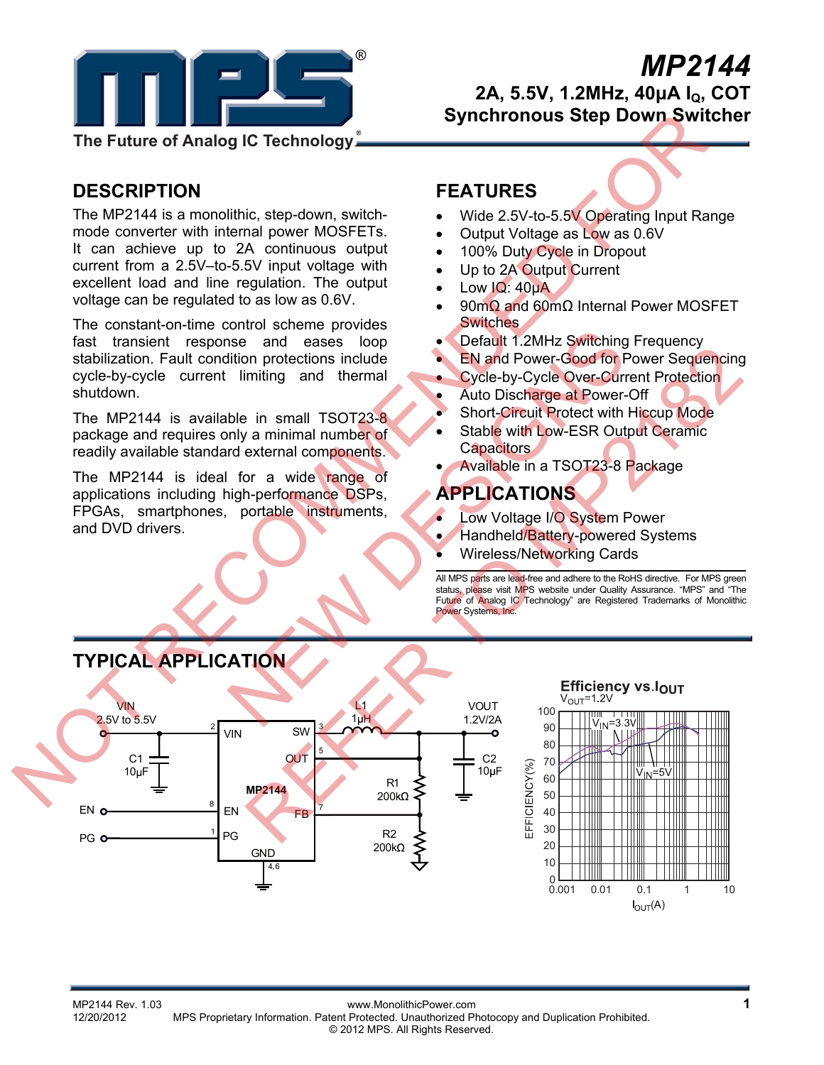# MP2144

## 2A, 5.5V, 1.2MHz, 40μA $I_Q$, COT Synchronous Step Down Switcher

The Future of Analog IC Technology

NOT RECOMMENDED FOR NEW DESIGNS REFER TO MP2182

## DESCRIPTION

The MP2144 is a monolithic, step-down, switch-mode converter with internal power MOSFETs. It can achieve up to 2A continuous output current from a 2.5V–to-5.5V input voltage with excellent load and line regulation. The output voltage can be regulated to as low as 0.6V.

The constant-on-time control scheme provides fast transient response and eases loop stabilization. Fault condition protections include cycle-by-cycle current limiting and thermal shutdown.

The MP2144 is available in small TSOT23-8 package and requires only a minimal number of readily available standard external components.

The MP2144 is ideal for a wide range of applications including high-performance DSPs, FPGAs, smartphones, portable instruments, and DVD drivers.

## FEATURES

- Wide 2.5V-to-5.5V Operating Input Range
- Output Voltage as Low as 0.6V
- 100% Duty Cycle in Dropout
- Up to 2A Output Current
- Low IQ: 40μA
- 90mΩ and 60mΩ Internal Power MOSFET Switches
- Default 1.2MHz Switching Frequency
- EN and Power-Good for Power Sequencing
- Cycle-by-Cycle Over-Current Protection
- Auto Discharge at Power-Off
- Short-Circuit Protect with Hiccup Mode
- Stable with Low-ESR Output Ceramic Capacitors
- Available in a TSOT23-8 Package

## APPLICATIONS

- Low Voltage I/O System Power
- Handheld/Battery-powered Systems
- Wireless/Networking Cards

All MPS parts are lead-free and adhere to the RoHS directive. For MPS green status, please visit MPS website under Quality Assurance. “MPS” and “The Future of Analog IC Technology” are Registered Trademarks of Monolithic Power Systems, Inc.

## TYPICAL APPLICATION

VIN 2.5V to 5.5V; C1 10μF; MP2144 (pin 2 VIN, pin 3 SW, pin 5 OUT, pin 7 FB, pin 8 EN, pin 1 PG, pins 4,6 GND); L1 1μH; VOUT 1.2V/2A; C2 10μF; R1 200kΩ; R2 200kΩ

**Efficiency vs. $I_{OUT}$**
$V_{OUT}$=1.2V

Curves: $V_{IN}$=3.3V, $V_{IN}$=5V. Axes: EFFICIENCY(%) 0–100; $I_{OUT}$(A) 0.001–10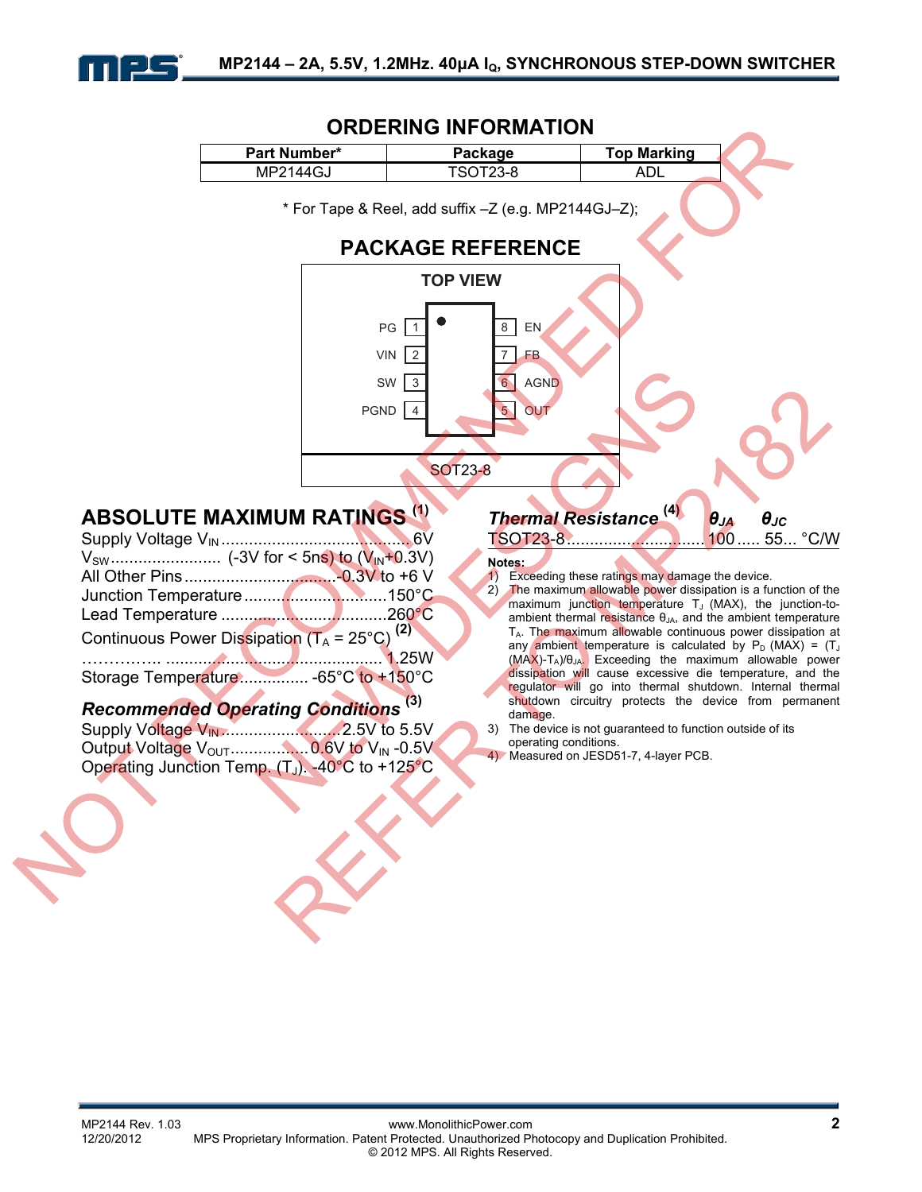## ORDERING INFORMATION

| Part Number* | Package | Top Marking |
|---|---|---|
| MP2144GJ | TSOT23-8 | ADL |

\* For Tape & Reel, add suffix –Z (e.g. MP2144GJ–Z);

## PACKAGE REFERENCE

TOP VIEW

| Pin | Name | Pin | Name |
|---|---|---|---|
| 1 | PG | 8 | EN |
| 2 | VIN | 7 | FB |
| 3 | SW | 6 | AGND |
| 4 | PGND | 5 | OUT |

SOT23-8

NOT RECOMMENDED FOR NEW DESIGNS REFER TO MP2182

## ABSOLUTE MAXIMUM RATINGS [(1)]

Supply Voltage $V_{IN}$ .......................................6V
$V_{SW}$ ........................ (-3V for < 5ns) to ($V_{IN}$+0.3V)
All Other Pins ................................-0.3V to +6 V
Junction Temperature ..............................150°C
Lead Temperature ...................................260°C
Continuous Power Dissipation ($T_A$ = 25°C) [(2)]
…………... ............................................. 1.25W
Storage Temperature............... -65°C to +150°C

### *Recommended Operating Conditions* [(3)]

Supply Voltage $V_{IN}$ ........................2.5V to 5.5V
Output Voltage $V_{OUT}$ .................0.6V to $V_{IN}$ -0.5V
Operating Junction Temp. ($T_J$). -40°C to +125°C

### *Thermal Resistance* [(4)]

| | $\theta_{JA}$ | $\theta_{JC}$ | |
|---|---|---|---|
| TSOT23-8 | 100 | 55 | °C/W |

**Notes:**

1) Exceeding these ratings may damage the device.
2) The maximum allowable power dissipation is a function of the maximum junction temperature $T_J$ (MAX), the junction-to-ambient thermal resistance $\theta_{JA}$, and the ambient temperature $T_A$. The maximum allowable continuous power dissipation at any ambient temperature is calculated by $P_D$ (MAX) = ($T_J$ (MAX)-$T_A$)/$\theta_{JA}$. Exceeding the maximum allowable power dissipation will cause excessive die temperature, and the regulator will go into thermal shutdown. Internal thermal shutdown circuitry protects the device from permanent damage.
3) The device is not guaranteed to function outside of its operating conditions.
4) Measured on JESD51-7, 4-layer PCB.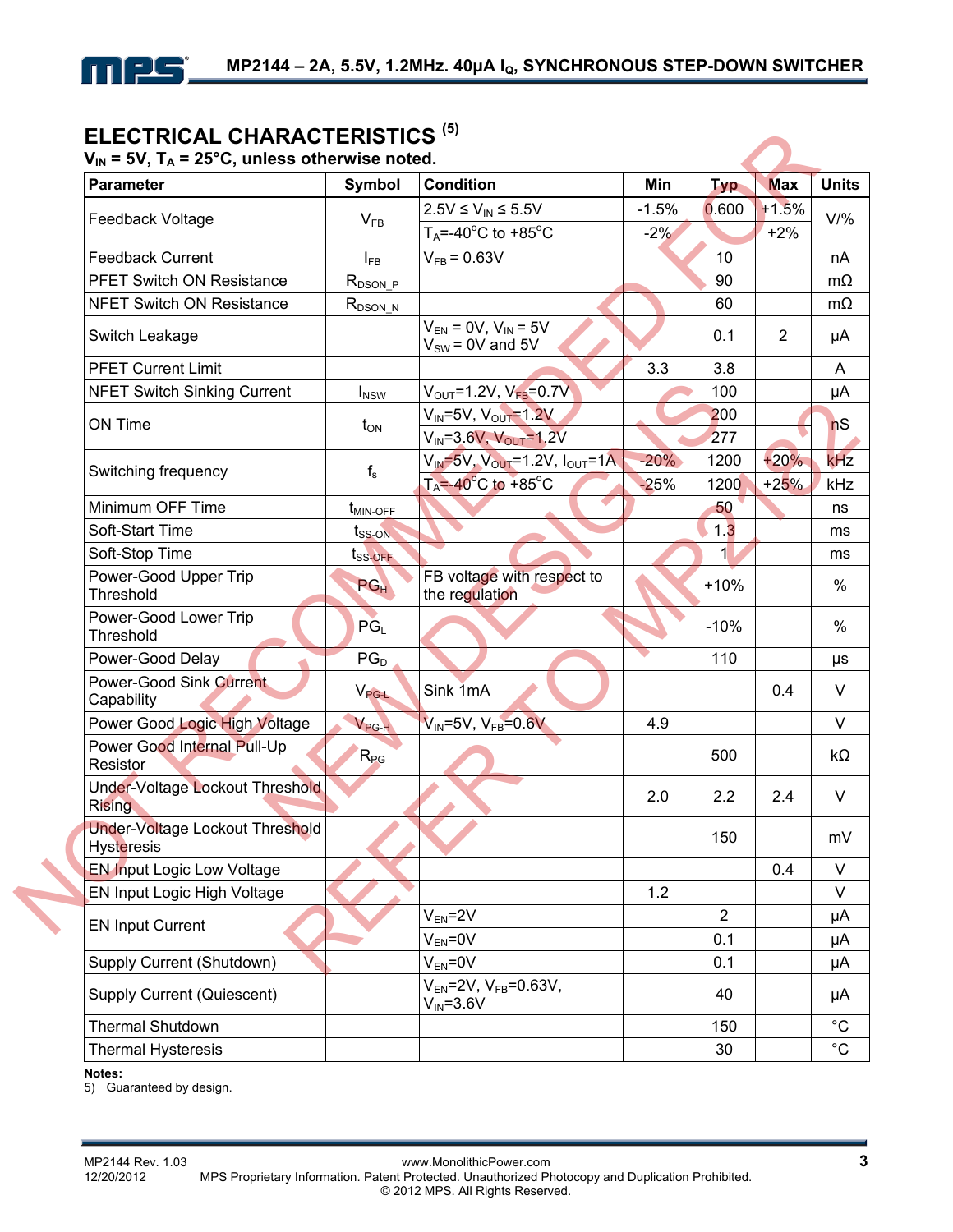## ELECTRICAL CHARACTERISTICS (5)

$V_{IN}$ = 5V, $T_A$ = 25°C, unless otherwise noted.

| Parameter | Symbol | Condition | Min | Typ | Max | Units |
|---|---|---|---|---|---|---|
| Feedback Voltage | $V_{FB}$ | 2.5V ≤ $V_{IN}$ ≤ 5.5V | -1.5% | 0.600 | +1.5% | V/% |
| | | $T_A$=-40°C to +85°C | -2% | | +2% | |
| Feedback Current | $I_{FB}$ | $V_{FB}$ = 0.63V | | 10 | | nA |
| PFET Switch ON Resistance | $R_{DSON\_P}$ | | | 90 | | mΩ |
| NFET Switch ON Resistance | $R_{DSON\_N}$ | | | 60 | | mΩ |
| Switch Leakage | | $V_{EN}$ = 0V, $V_{IN}$ = 5V $V_{SW}$ = 0V and 5V | | 0.1 | 2 | μA |
| PFET Current Limit | | | 3.3 | 3.8 | | A |
| NFET Switch Sinking Current | $I_{NSW}$ | $V_{OUT}$=1.2V, $V_{FB}$=0.7V | | 100 | | μA |
| ON Time | $t_{ON}$ | $V_{IN}$=5V, $V_{OUT}$=1.2V | | 200 | | nS |
| | | $V_{IN}$=3.6V, $V_{OUT}$=1.2V | | 277 | | |
| Switching frequency | $f_s$ | $V_{IN}$=5V, $V_{OUT}$=1.2V, $I_{OUT}$=1A | -20% | 1200 | +20% | kHz |
| | | $T_A$=-40°C to +85°C | -25% | 1200 | +25% | kHz |
| Minimum OFF Time | $t_{MIN-OFF}$ | | | 50 | | ns |
| Soft-Start Time | $t_{SS-ON}$ | | | 1.3 | | ms |
| Soft-Stop Time | $t_{SS-OFF}$ | | | 1 | | ms |
| Power-Good Upper Trip Threshold | $PG_H$ | FB voltage with respect to the regulation | | +10% | | % |
| Power-Good Lower Trip Threshold | $PG_L$ | | | -10% | | % |
| Power-Good Delay | $PG_D$ | | | 110 | | μs |
| Power-Good Sink Current Capability | $V_{PG-L}$ | Sink 1mA | | | 0.4 | V |
| Power Good Logic High Voltage | $V_{PG-H}$ | $V_{IN}$=5V, $V_{FB}$=0.6V | 4.9 | | | V |
| Power Good Internal Pull-Up Resistor | $R_{PG}$ | | | 500 | | kΩ |
| Under-Voltage Lockout Threshold Rising | | | 2.0 | 2.2 | 2.4 | V |
| Under-Voltage Lockout Threshold Hysteresis | | | | 150 | | mV |
| EN Input Logic Low Voltage | | | | | 0.4 | V |
| EN Input Logic High Voltage | | | 1.2 | | | V |
| EN Input Current | | $V_{EN}$=2V | | 2 | | μA |
| | | $V_{EN}$=0V | | 0.1 | | μA |
| Supply Current (Shutdown) | | $V_{EN}$=0V | | 0.1 | | μA |
| Supply Current (Quiescent) | | $V_{EN}$=2V, $V_{FB}$=0.63V, $V_{IN}$=3.6V | | 40 | | μA |
| Thermal Shutdown | | | | 150 | | °C |
| Thermal Hysteresis | | | | 30 | | °C |

**Notes:**

5) Guaranteed by design.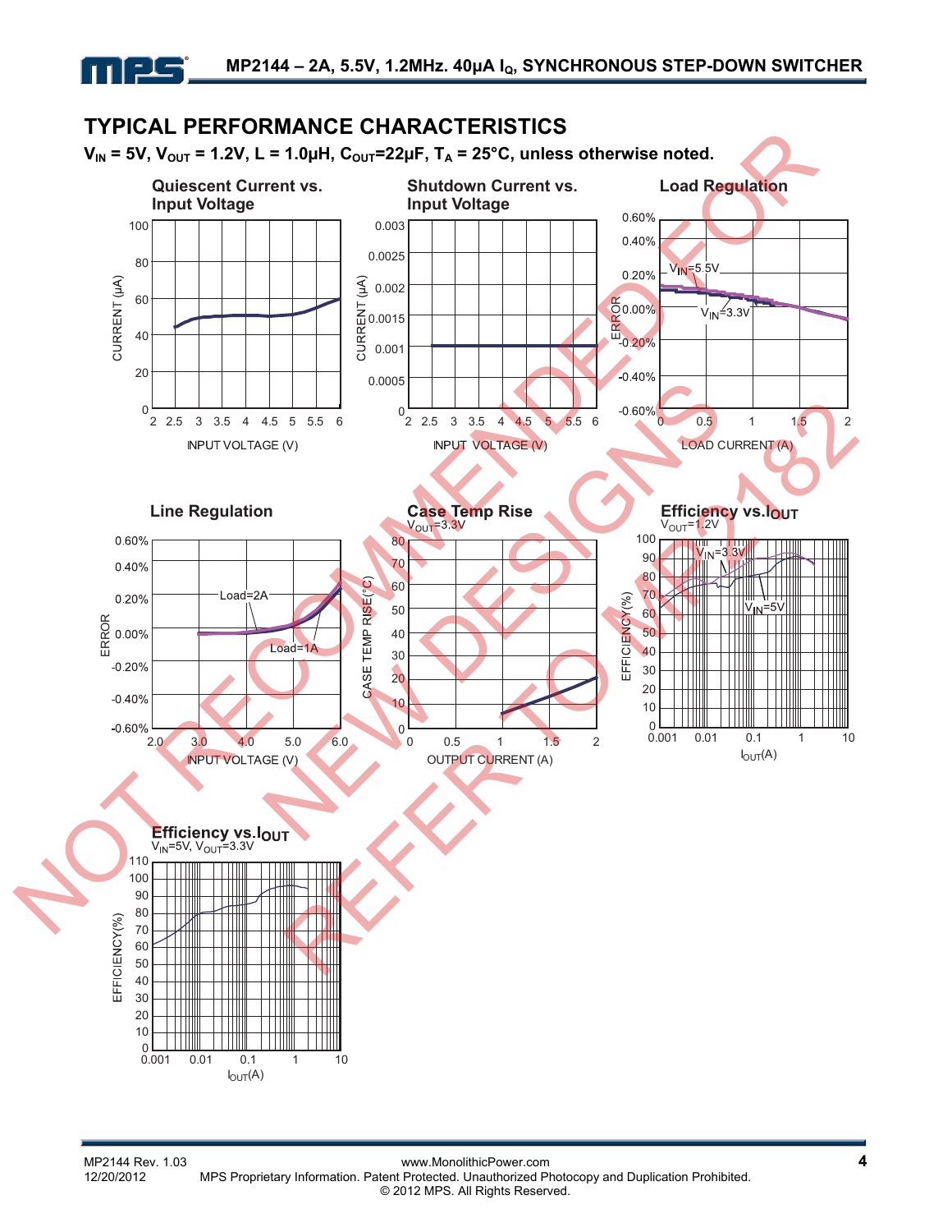## TYPICAL PERFORMANCE CHARACTERISTICS

**$V_{IN}$ = 5V, $V_{OUT}$ = 1.2V, L = 1.0µH, $C_{OUT}$=22µF, $T_A$ = 25°C, unless otherwise noted.**

**Quiescent Current vs. Input Voltage**

**Shutdown Current vs. Input Voltage**

**Load Regulation**

**Line Regulation**

**Case Temp Rise**
$V_{OUT}$=3.3V

**Efficiency vs. $I_{OUT}$**
$V_{OUT}$=1.2V

**Efficiency vs. $I_{OUT}$**
$V_{IN}$=5V, $V_{OUT}$=3.3V

NOT RECOMMENDED FOR NEW DESIGNS REFER TO MP2182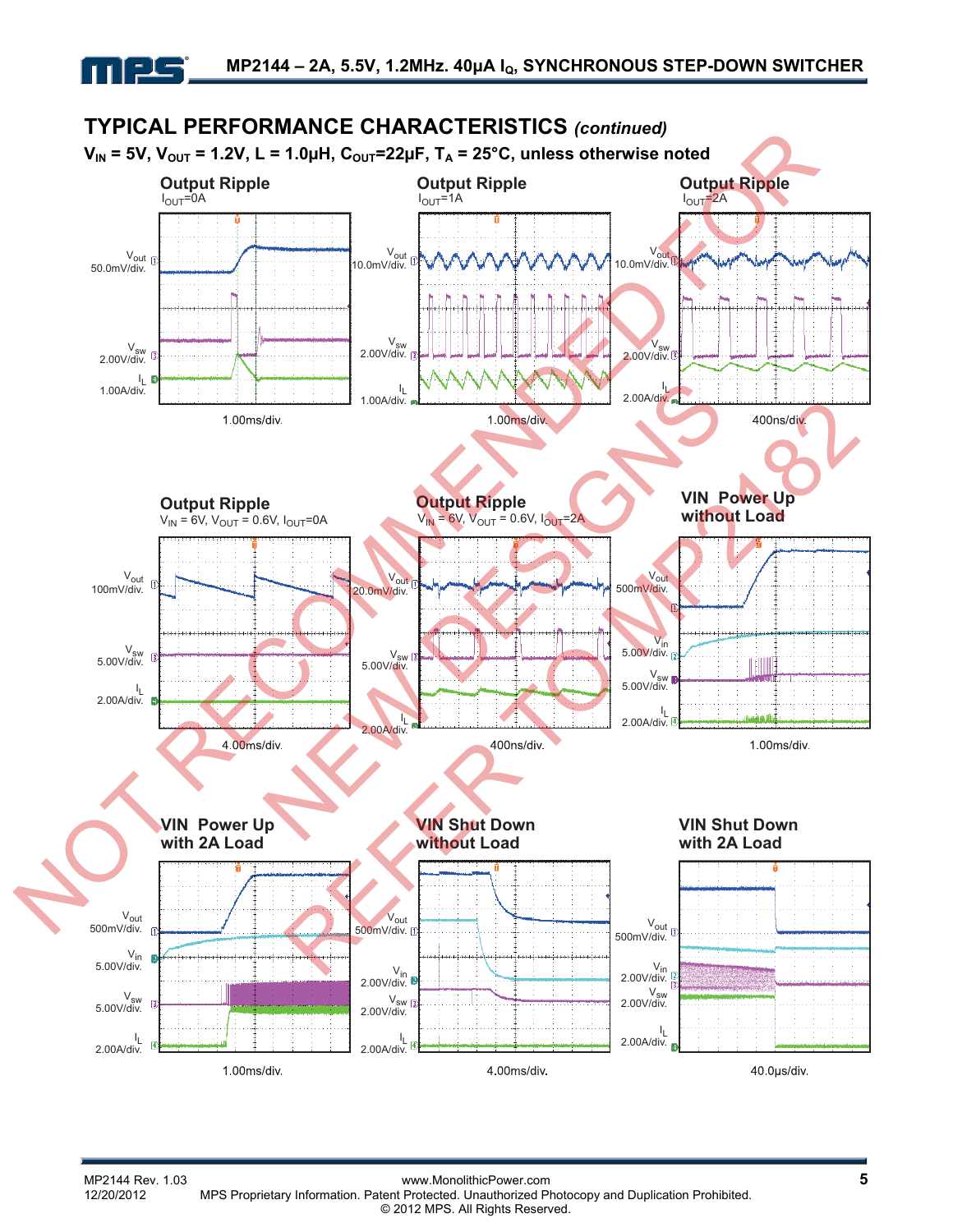## TYPICAL PERFORMANCE CHARACTERISTICS *(continued)*

**$V_{IN}$ = 5V, $V_{OUT}$ = 1.2V, L = 1.0µH, $C_{OUT}$=22µF, $T_A$ = 25°C, unless otherwise noted**

**Output Ripple**
$I_{OUT}$=0A

$V_{out}$ 50.0mV/div.
$V_{sw}$ 2.00V/div.
$I_L$ 1.00A/div.
1.00ms/div.

**Output Ripple**
$I_{OUT}$=1A

$V_{out}$ 10.0mV/div.
$V_{sw}$ 2.00V/div.
$I_L$ 1.00A/div.
1.00ms/div.

**Output Ripple**
$I_{OUT}$=2A

$V_{out}$ 10.0mV/div.
$V_{sw}$ 2.00V/div.
$I_L$ 2.00A/div.
400ns/div.

**Output Ripple**
$V_{IN}$ = 6V, $V_{OUT}$ = 0.6V, $I_{OUT}$=0A

$V_{out}$ 100mV/div.
$V_{sw}$ 5.00V/div.
$I_L$ 2.00A/div.
4.00ms/div.

**Output Ripple**
$V_{IN}$ = 6V, $V_{OUT}$ = 0.6V, $I_{OUT}$=2A

$V_{out}$ 20.0mV/div.
$V_{sw}$ 5.00V/div.
$I_L$ 2.00A/div.
400ns/div.

**VIN Power Up without Load**

$V_{out}$ 500mV/div.
$V_{in}$ 5.00V/div.
$V_{sw}$ 5.00V/div.
$I_L$ 2.00A/div.
1.00ms/div.

**VIN Power Up with 2A Load**

$V_{out}$ 500mV/div.
$V_{in}$ 5.00V/div.
$V_{sw}$ 5.00V/div.
$I_L$ 2.00A/div.
1.00ms/div.

**VIN Shut Down without Load**

$V_{out}$ 500mV/div.
$V_{in}$ 2.00V/div.
$V_{sw}$ 2.00V/div.
$I_L$ 2.00A/div.
4.00ms/div.

**VIN Shut Down with 2A Load**

$V_{out}$ 500mV/div.
$V_{in}$ 2.00V/div.
$V_{sw}$ 2.00V/div.
$I_L$ 2.00A/div.
40.0µs/div.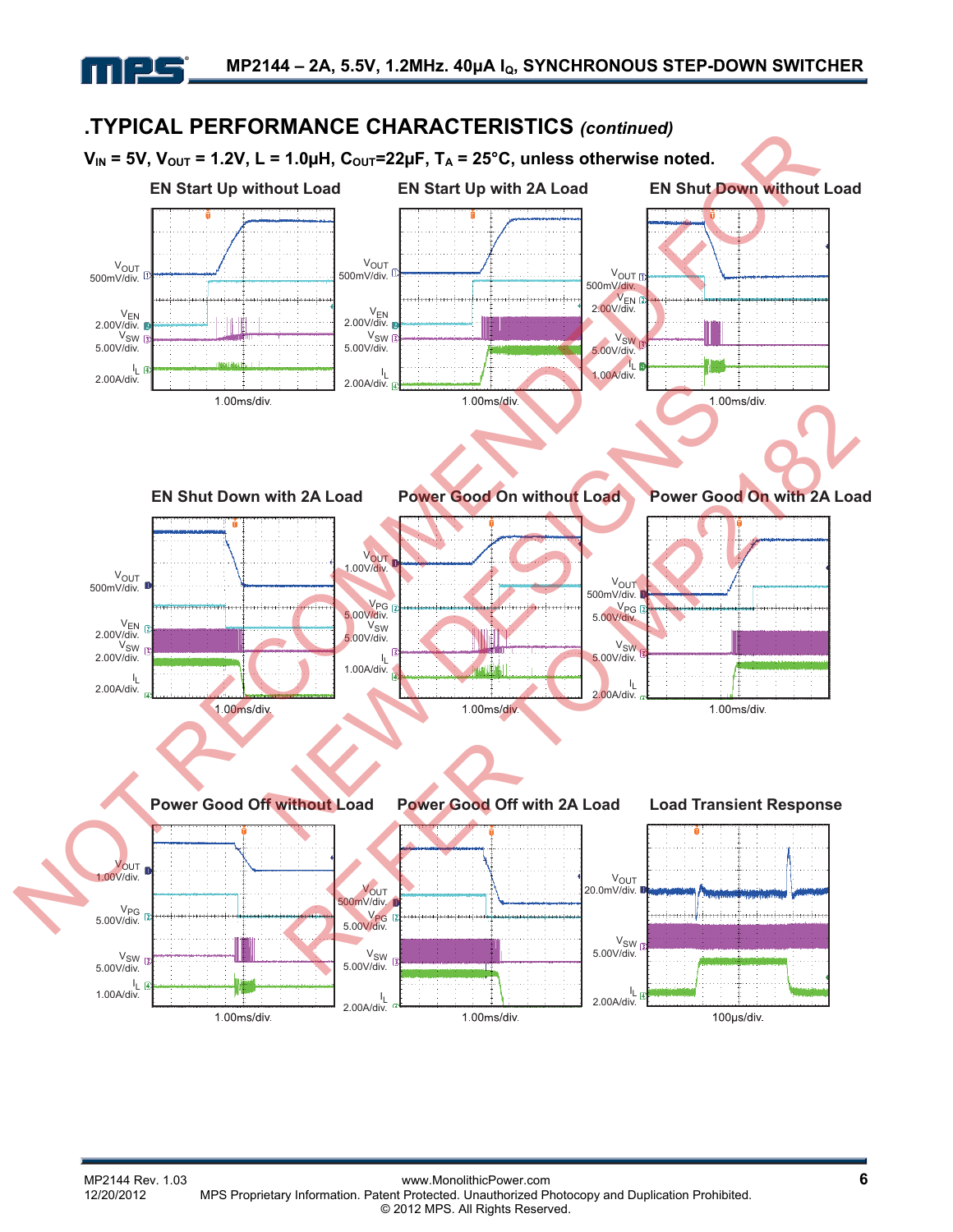## TYPICAL PERFORMANCE CHARACTERISTICS *(continued)*

**$V_{IN}$ = 5V, $V_{OUT}$ = 1.2V, L = 1.0µH, $C_{OUT}$=22µF, $T_A$ = 25°C, unless otherwise noted.**

**EN Start Up without Load**

$V_{OUT}$ 500mV/div.
$V_{EN}$ 2.00V/div.
$V_{SW}$ 5.00V/div.
$I_L$ 2.00A/div.
1.00ms/div.

**EN Start Up with 2A Load**

$V_{OUT}$ 500mV/div.
$V_{EN}$ 2.00V/div.
$V_{SW}$ 5.00V/div.
$I_L$ 2.00A/div.
1.00ms/div.

**EN Shut Down without Load**

$V_{OUT}$ 500mV/div.
$V_{EN}$ 2.00V/div.
$V_{SW}$ 5.00V/div.
$I_L$ 1.00A/div.
1.00ms/div.

**EN Shut Down with 2A Load**

$V_{OUT}$ 500mV/div.
$V_{EN}$ 2.00V/div.
$V_{SW}$ 2.00V/div.
$I_L$ 2.00A/div.
1.00ms/div.

**Power Good On without Load**

$V_{OUT}$ 1.00V/div.
$V_{PG}$ 5.00V/div.
$V_{SW}$ 5.00V/div.
$I_L$ 1.00A/div.
1.00ms/div.

**Power Good On with 2A Load**

$V_{OUT}$ 500mV/div.
$V_{PG}$ 5.00V/div.
$V_{SW}$ 5.00V/div.
$I_L$ 2.00A/div.
1.00ms/div.

**Power Good Off without Load**

$V_{OUT}$ 1.00V/div.
$V_{PG}$ 5.00V/div.
$V_{SW}$ 5.00V/div.
$I_L$ 1.00A/div.
1.00ms/div.

**Power Good Off with 2A Load**

$V_{OUT}$ 500mV/div.
$V_{PG}$ 5.00V/div.
$V_{SW}$ 5.00V/div.
$I_L$ 2.00A/div.
1.00ms/div.

**Load Transient Response**

$V_{OUT}$ 20.0mV/div.
$V_{SW}$ 5.00V/div.
$I_L$ 2.00A/div.
100µs/div.

NOT RECOMMENDED FOR NEW DESIGNS REFER TO MP2182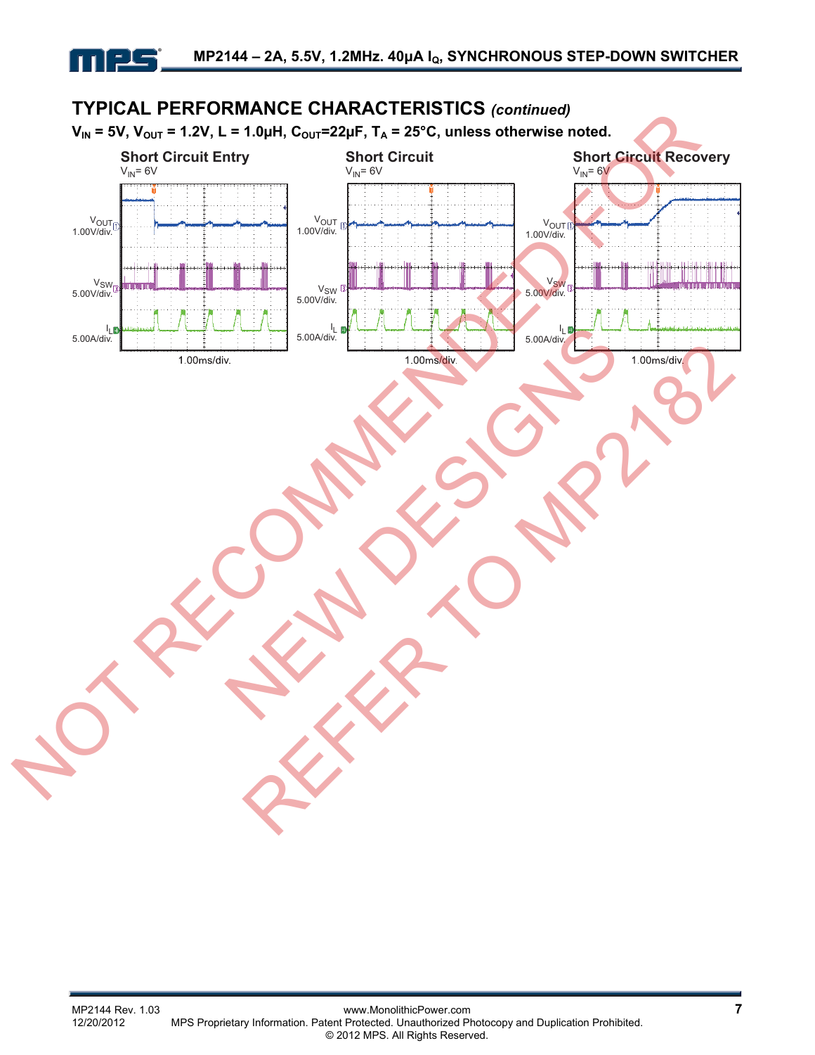## TYPICAL PERFORMANCE CHARACTERISTICS *(continued)*

**$V_{IN}$ = 5V, $V_{OUT}$ = 1.2V, L = 1.0µH, $C_{OUT}$=22µF, $T_A$ = 25°C, unless otherwise noted.**

**Short Circuit Entry**
$V_{IN}$= 6V

$V_{OUT}$ 1.00V/div.

$V_{SW}$ 5.00V/div.

$I_L$ 5.00A/div.

1.00ms/div.

**Short Circuit**
$V_{IN}$= 6V

$V_{OUT}$ 1.00V/div.

$V_{SW}$ 5.00V/div.

$I_L$ 5.00A/div.

1.00ms/div.

**Short Circuit Recovery**
$V_{IN}$= 6V

$V_{OUT}$ 1.00V/div.

$V_{SW}$ 5.00V/div.

$I_L$ 5.00A/div.

1.00ms/div.

NOT RECOMMENDED FOR NEW DESIGNS REFER TO MP2182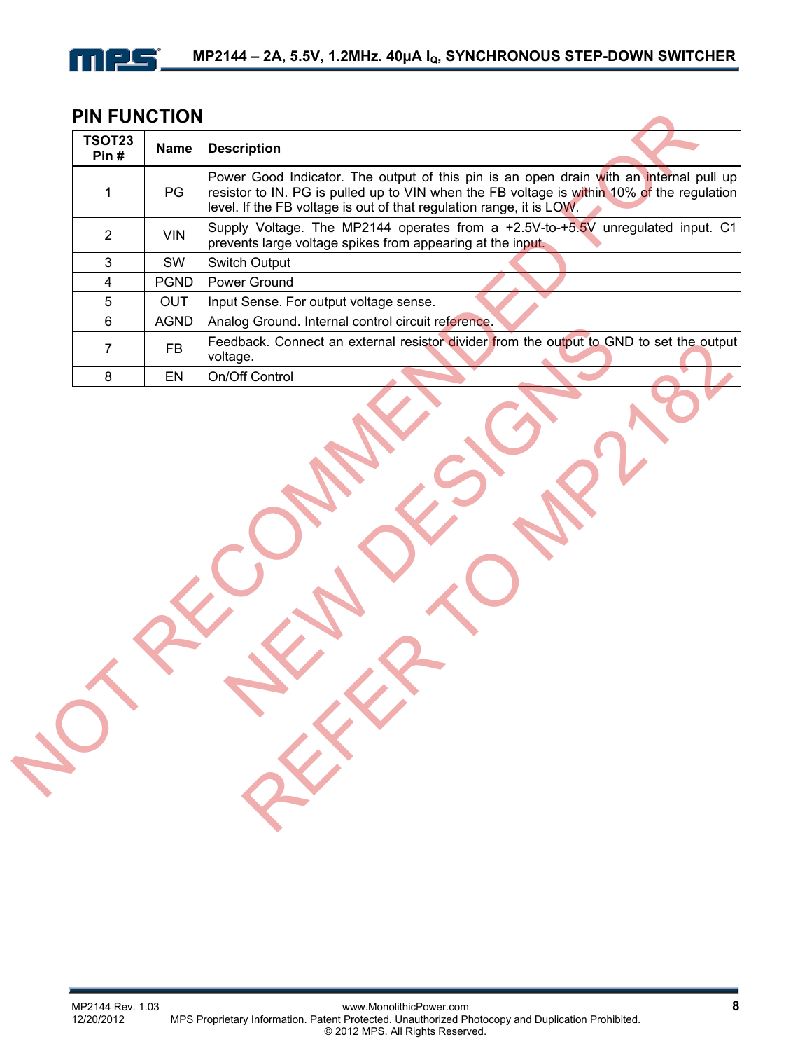## PIN FUNCTION

| TSOT23 Pin # | Name | Description |
|---|---|---|
| 1 | PG | Power Good Indicator. The output of this pin is an open drain with an internal pull up resistor to IN. PG is pulled up to VIN when the FB voltage is within 10% of the regulation level. If the FB voltage is out of that regulation range, it is LOW. |
| 2 | VIN | Supply Voltage. The MP2144 operates from a +2.5V-to-+5.5V unregulated input. C1 prevents large voltage spikes from appearing at the input. |
| 3 | SW | Switch Output |
| 4 | PGND | Power Ground |
| 5 | OUT | Input Sense. For output voltage sense. |
| 6 | AGND | Analog Ground. Internal control circuit reference. |
| 7 | FB | Feedback. Connect an external resistor divider from the output to GND to set the output voltage. |
| 8 | EN | On/Off Control |

NOT RECOMMENDED FOR NEW DESIGNS REFER TO MP2182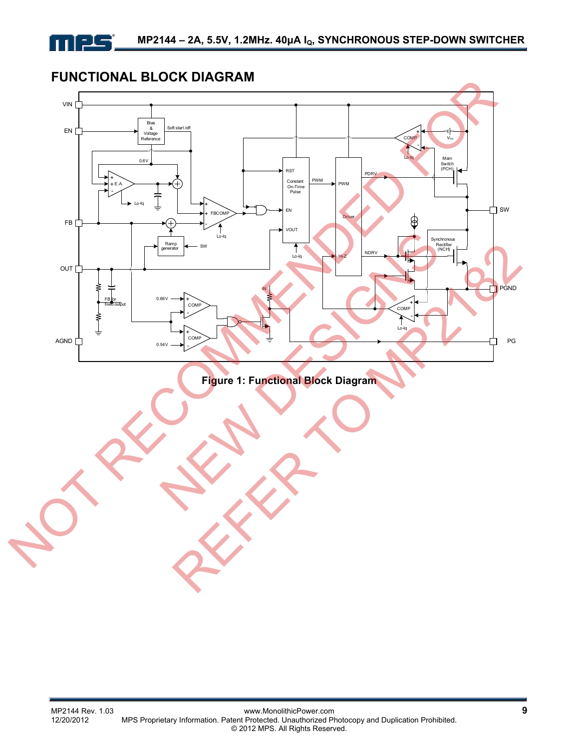## FUNCTIONAL BLOCK DIAGRAM

Figure 1: Functional Block Diagram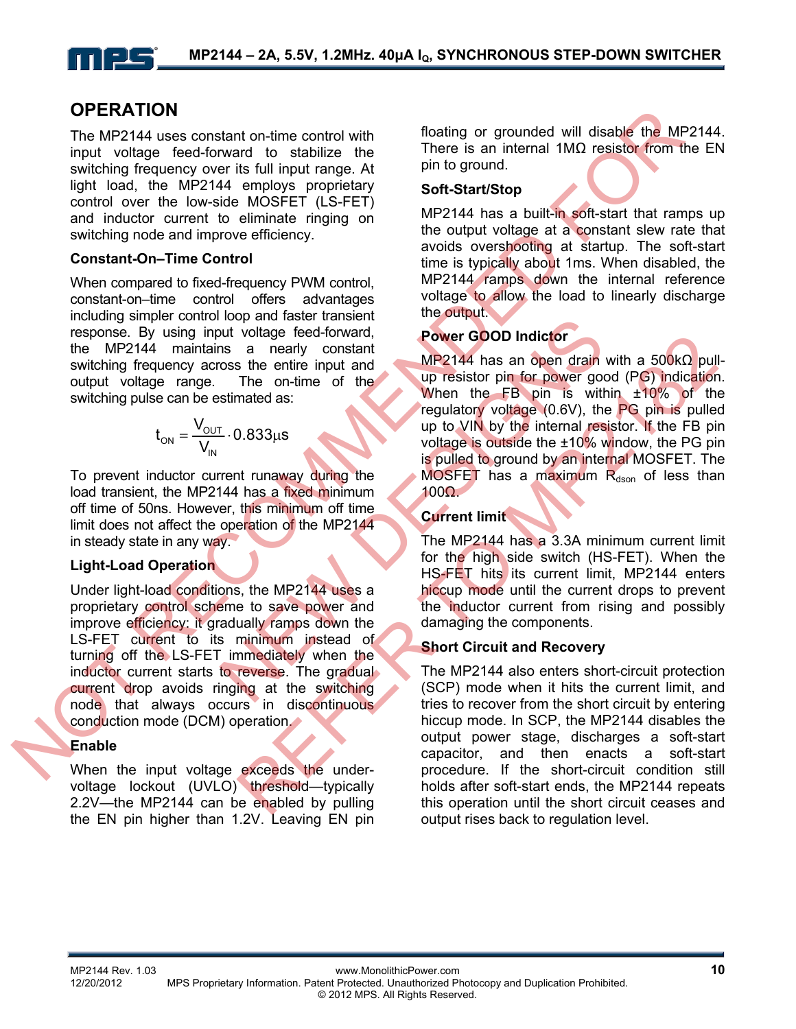## OPERATION

The MP2144 uses constant on-time control with input voltage feed-forward to stabilize the switching frequency over its full input range. At light load, the MP2144 employs proprietary control over the low-side MOSFET (LS-FET) and inductor current to eliminate ringing on switching node and improve efficiency.

### Constant-On–Time Control

When compared to fixed-frequency PWM control, constant-on–time control offers advantages including simpler control loop and faster transient response. By using input voltage feed-forward, the MP2144 maintains a nearly constant switching frequency across the entire input and output voltage range. The on-time of the switching pulse can be estimated as:

$$t_{ON} = \frac{V_{OUT}}{V_{IN}} \cdot 0.833\mu s$$

To prevent inductor current runaway during the load transient, the MP2144 has a fixed minimum off time of 50ns. However, this minimum off time limit does not affect the operation of the MP2144 in steady state in any way.

### Light-Load Operation

Under light-load conditions, the MP2144 uses a proprietary control scheme to save power and improve efficiency: it gradually ramps down the LS-FET current to its minimum instead of turning off the LS-FET immediately when the inductor current starts to reverse. The gradual current drop avoids ringing at the switching node that always occurs in discontinuous conduction mode (DCM) operation.

### Enable

When the input voltage exceeds the under-voltage lockout (UVLO) threshold—typically 2.2V—the MP2144 can be enabled by pulling the EN pin higher than 1.2V. Leaving EN pin floating or grounded will disable the MP2144. There is an internal 1MΩ resistor from the EN pin to ground.

### Soft-Start/Stop

MP2144 has a built-in soft-start that ramps up the output voltage at a constant slew rate that avoids overshooting at startup. The soft-start time is typically about 1ms. When disabled, the MP2144 ramps down the internal reference voltage to allow the load to linearly discharge the output.

### Power GOOD Indictor

MP2144 has an open drain with a 500kΩ pull-up resistor pin for power good (PG) indication. When the FB pin is within ±10% of the regulatory voltage (0.6V), the PG pin is pulled up to VIN by the internal resistor. If the FB pin voltage is outside the ±10% window, the PG pin is pulled to ground by an internal MOSFET. The MOSFET has a maximum $R_{dson}$ of less than 100Ω.

### Current limit

The MP2144 has a 3.3A minimum current limit for the high side switch (HS-FET). When the HS-FET hits its current limit, MP2144 enters hiccup mode until the current drops to prevent the inductor current from rising and possibly damaging the components.

### Short Circuit and Recovery

The MP2144 also enters short-circuit protection (SCP) mode when it hits the current limit, and tries to recover from the short circuit by entering hiccup mode. In SCP, the MP2144 disables the output power stage, discharges a soft-start capacitor, and then enacts a soft-start procedure. If the short-circuit condition still holds after soft-start ends, the MP2144 repeats this operation until the short circuit ceases and output rises back to regulation level.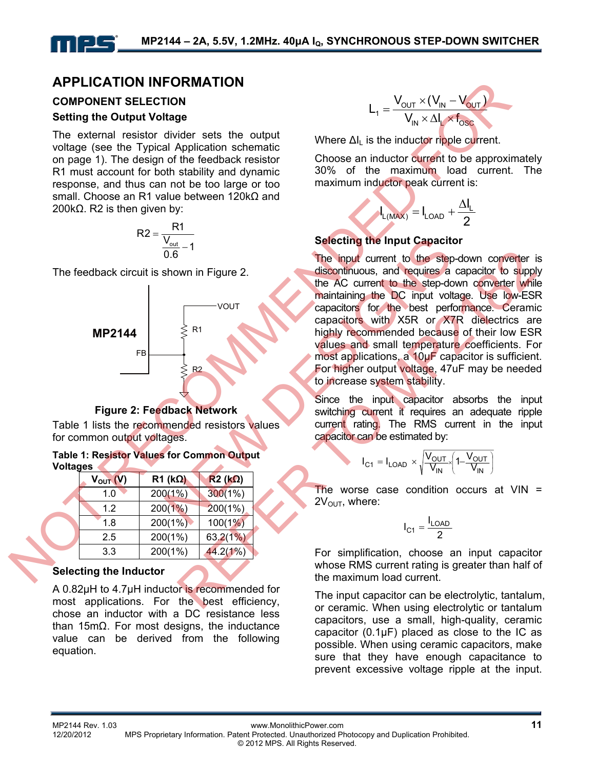# APPLICATION INFORMATION

## COMPONENT SELECTION

### Setting the Output Voltage

The external resistor divider sets the output voltage (see the Typical Application schematic on page 1). The design of the feedback resistor R1 must account for both stability and dynamic response, and thus can not be too large or too small. Choose an R1 value between 120kΩ and 200kΩ. R2 is then given by:

$$R2 = \frac{R1}{\frac{V_{out}}{0.6} - 1}$$

The feedback circuit is shown in Figure 2.

**Figure 2: Feedback Network**

Table 1 lists the recommended resistors values for common output voltages.

**Table 1: Resistor Values for Common Output Voltages**

| $V_{OUT}$ (V) | R1 (kΩ) | R2 (kΩ) |
|---|---|---|
| 1.0 | 200(1%) | 300(1%) |
| 1.2 | 200(1%) | 200(1%) |
| 1.8 | 200(1%) | 100(1%) |
| 2.5 | 200(1%) | 63.2(1%) |
| 3.3 | 200(1%) | 44.2(1%) |

### Selecting the Inductor

A 0.82µH to 4.7µH inductor is recommended for most applications. For the best efficiency, chose an inductor with a DC resistance less than 15mΩ. For most designs, the inductance value can be derived from the following equation.

$$L_1 = \frac{V_{OUT} \times (V_{IN} - V_{OUT})}{V_{IN} \times \Delta I_L \times f_{OSC}}$$

Where $\Delta I_L$ is the inductor ripple current.

Choose an inductor current to be approximately 30% of the maximum load current. The maximum inductor peak current is:

$$I_{L(MAX)} = I_{LOAD} + \frac{\Delta I_L}{2}$$

### Selecting the Input Capacitor

The input current to the step-down converter is discontinuous, and requires a capacitor to supply the AC current to the step-down converter while maintaining the DC input voltage. Use low-ESR capacitors for the best performance. Ceramic capacitors with X5R or X7R dielectrics are highly recommended because of their low ESR values and small temperature coefficients. For most applications, a 10µF capacitor is sufficient. For higher output voltage, 47uF may be needed to increase system stability.

Since the input capacitor absorbs the input switching current it requires an adequate ripple current rating. The RMS current in the input capacitor can be estimated by:

$$I_{C1} = I_{LOAD} \times \sqrt{\frac{V_{OUT}}{V_{IN}} \times \left(1 - \frac{V_{OUT}}{V_{IN}}\right)}$$

The worse case condition occurs at VIN = $2V_{OUT}$, where:

$$I_{C1} = \frac{I_{LOAD}}{2}$$

For simplification, choose an input capacitor whose RMS current rating is greater than half of the maximum load current.

The input capacitor can be electrolytic, tantalum, or ceramic. When using electrolytic or tantalum capacitors, use a small, high-quality, ceramic capacitor (0.1µF) placed as close to the IC as possible. When using ceramic capacitors, make sure that they have enough capacitance to prevent excessive voltage ripple at the input.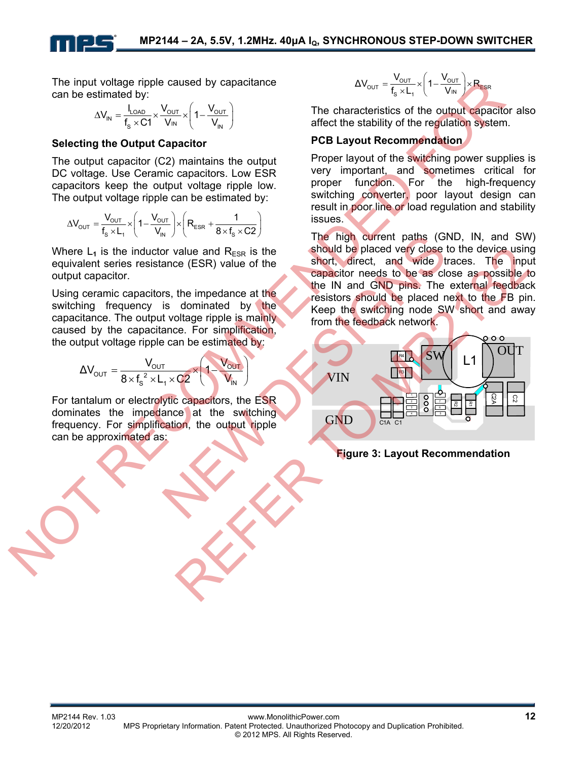The input voltage ripple caused by capacitance can be estimated by:

$$\Delta V_{IN} = \frac{I_{LOAD}}{f_S \times C1} \times \frac{V_{OUT}}{V_{IN}} \times \left(1 - \frac{V_{OUT}}{V_{IN}}\right)$$

### Selecting the Output Capacitor

The output capacitor (C2) maintains the output DC voltage. Use Ceramic capacitors. Low ESR capacitors keep the output voltage ripple low. The output voltage ripple can be estimated by:

$$\Delta V_{OUT} = \frac{V_{OUT}}{f_S \times L_1} \times \left(1 - \frac{V_{OUT}}{V_{IN}}\right) \times \left(R_{ESR} + \frac{1}{8 \times f_S \times C2}\right)$$

Where $L_1$ is the inductor value and $R_{ESR}$ is the equivalent series resistance (ESR) value of the output capacitor.

Using ceramic capacitors, the impedance at the switching frequency is dominated by the capacitance. The output voltage ripple is mainly caused by the capacitance. For simplification, the output voltage ripple can be estimated by:

$$\Delta V_{OUT} = \frac{V_{OUT}}{8 \times f_S^{\,2} \times L_1 \times C2} \times \left(1 - \frac{V_{OUT}}{V_{IN}}\right)$$

For tantalum or electrolytic capacitors, the ESR dominates the impedance at the switching frequency. For simplification, the output ripple can be approximated as:

$$\Delta V_{OUT} = \frac{V_{OUT}}{f_S \times L_1} \times \left(1 - \frac{V_{OUT}}{V_{IN}}\right) \times R_{ESR}$$

The characteristics of the output capacitor also affect the stability of the regulation system.

### PCB Layout Recommendation

Proper layout of the switching power supplies is very important, and sometimes critical for proper function. For the high-frequency switching converter, poor layout design can result in poor line or load regulation and stability issues.

The high current paths (GND, IN, and SW) should be placed very close to the device using short, direct, and wide traces. The input capacitor needs to be as close as possible to the IN and GND pins. The external feedback resistors should be placed next to the FB pin. Keep the switching node SW short and away from the feedback network.

**Figure 3: Layout Recommendation**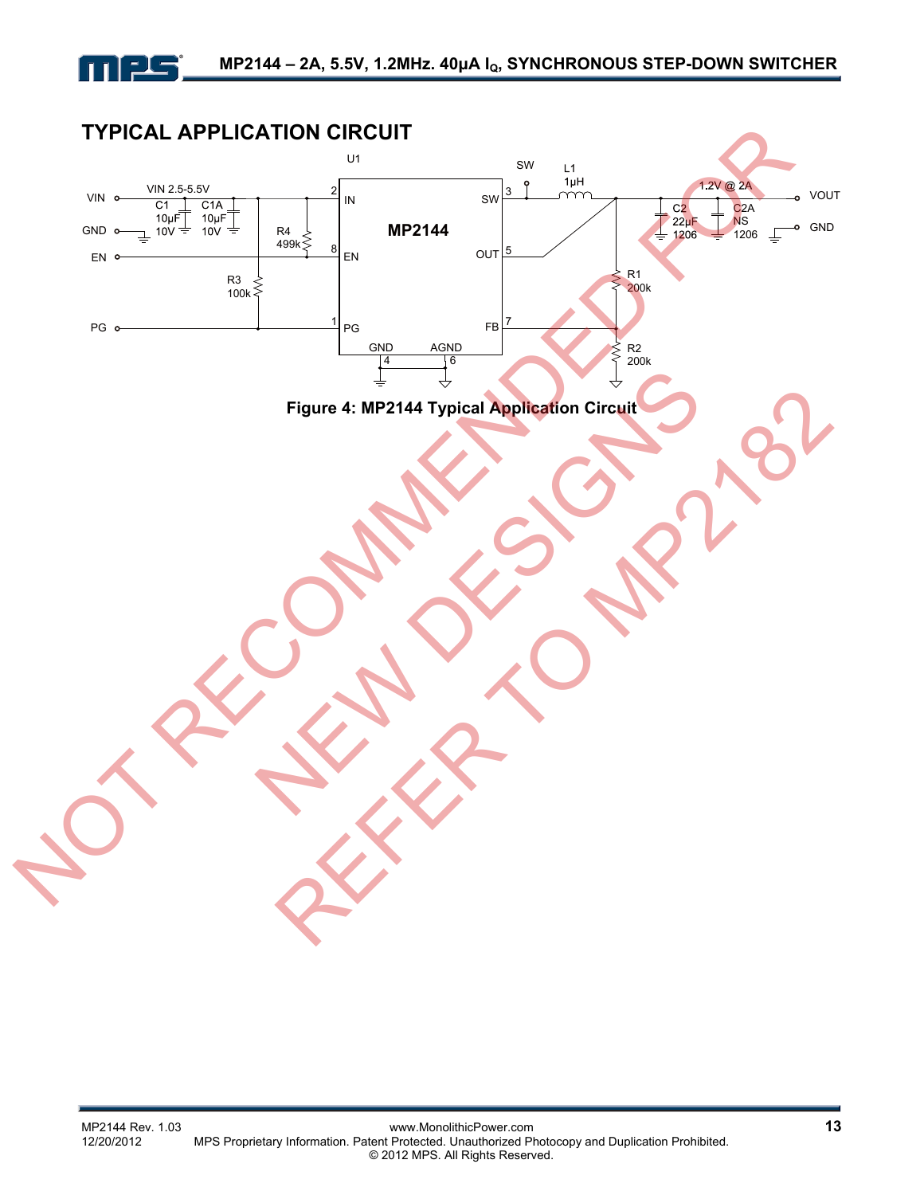## TYPICAL APPLICATION CIRCUIT

Figure 4: MP2144 Typical Application Circuit

NOT RECOMMENDED FOR NEW DESIGNS REFER TO MP2182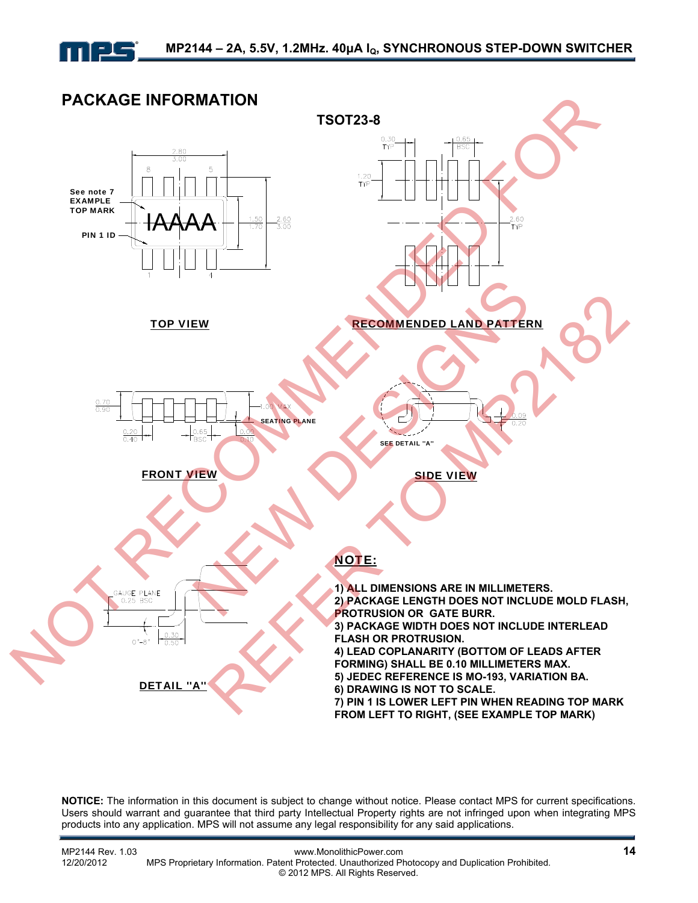## PACKAGE INFORMATION

### TSOT23-8

0.30 TYP

0.65 BSC

1.20 TYP

2.60 TYP

2.80
3.00

8 5

See note 7
EXAMPLE
TOP MARK

IAAAA

PIN 1 ID

1.50
1.70

2.60
3.00

1 4

**TOP VIEW**

**RECOMMENDED LAND PATTERN**

0.70
0.90

1.00 MAX

SEATING PLANE

0.20
0.40

0.65 BSC

0.00
0.10

**FRONT VIEW**

0.09
0.20

SEE DETAIL "A"

**SIDE VIEW**

GAUGE PLANE
0.25 BSC

0°-8°

0.30
0.50

**DETAIL "A"**

**NOTE:**

1) ALL DIMENSIONS ARE IN MILLIMETERS.
2) PACKAGE LENGTH DOES NOT INCLUDE MOLD FLASH, PROTRUSION OR GATE BURR.
3) PACKAGE WIDTH DOES NOT INCLUDE INTERLEAD FLASH OR PROTRUSION.
4) LEAD COPLANARITY (BOTTOM OF LEADS AFTER FORMING) SHALL BE 0.10 MILLIMETERS MAX.
5) JEDEC REFERENCE IS MO-193, VARIATION BA.
6) DRAWING IS NOT TO SCALE.
7) PIN 1 IS LOWER LEFT PIN WHEN READING TOP MARK FROM LEFT TO RIGHT, (SEE EXAMPLE TOP MARK)

NOT RECOMMENDED FOR NEW DESIGNS REFER TO MP2182

**NOTICE:** The information in this document is subject to change without notice. Please contact MPS for current specifications. Users should warrant and guarantee that third party Intellectual Property rights are not infringed upon when integrating MPS products into any application. MPS will not assume any legal responsibility for any said applications.